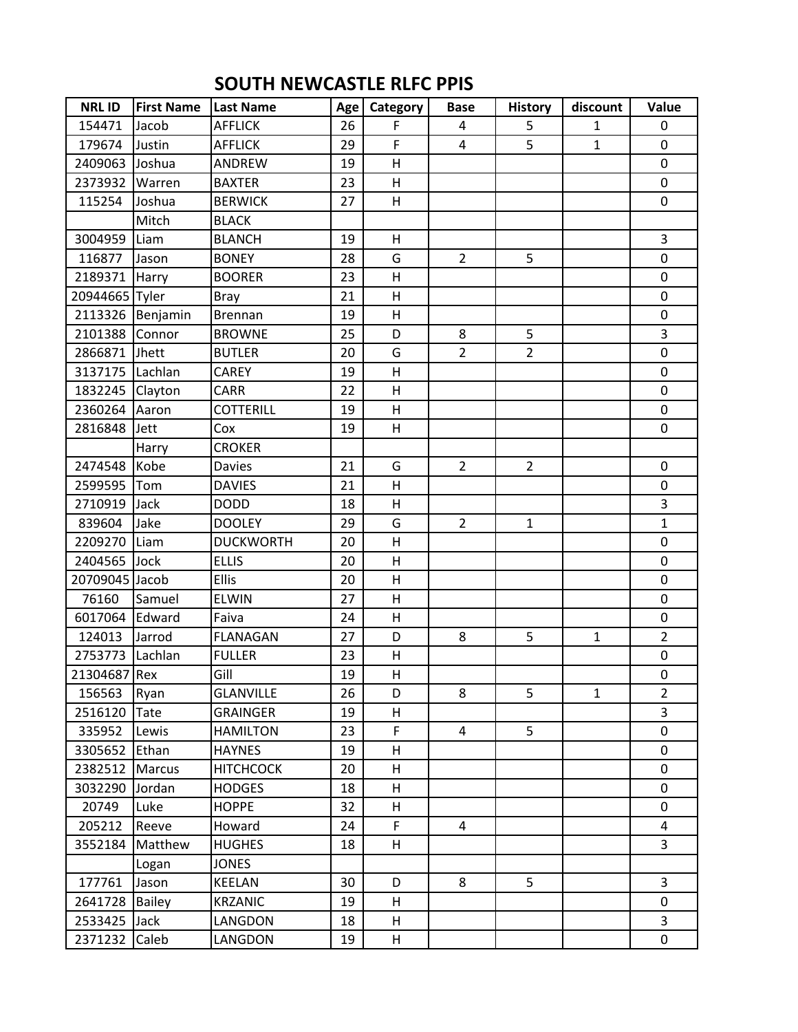# SOUTH NEWCASTLE RLFC PPIS

| NRL ID | First Name | Last Name | Age | Category | Base | History | discount | Value |
|---|---|---|---|---|---|---|---|---|
| 154471 | Jacob | AFFLICK | 26 | F | 4 | 5 | 1 | 0 |
| 179674 | Justin | AFFLICK | 29 | F | 4 | 5 | 1 | 0 |
| 2409063 | Joshua | ANDREW | 19 | H | | | | 0 |
| 2373932 | Warren | BAXTER | 23 | H | | | | 0 |
| 115254 | Joshua | BERWICK | 27 | H | | | | 0 |
| | Mitch | BLACK | | | | | | |
| 3004959 | Liam | BLANCH | 19 | H | | | | 3 |
| 116877 | Jason | BONEY | 28 | G | 2 | 5 | | 0 |
| 2189371 | Harry | BOORER | 23 | H | | | | 0 |
| 20944665 | Tyler | Bray | 21 | H | | | | 0 |
| 2113326 | Benjamin | Brennan | 19 | H | | | | 0 |
| 2101388 | Connor | BROWNE | 25 | D | 8 | 5 | | 3 |
| 2866871 | Jhett | BUTLER | 20 | G | 2 | 2 | | 0 |
| 3137175 | Lachlan | CAREY | 19 | H | | | | 0 |
| 1832245 | Clayton | CARR | 22 | H | | | | 0 |
| 2360264 | Aaron | COTTERILL | 19 | H | | | | 0 |
| 2816848 | Jett | Cox | 19 | H | | | | 0 |
| | Harry | CROKER | | | | | | |
| 2474548 | Kobe | Davies | 21 | G | 2 | 2 | | 0 |
| 2599595 | Tom | DAVIES | 21 | H | | | | 0 |
| 2710919 | Jack | DODD | 18 | H | | | | 3 |
| 839604 | Jake | DOOLEY | 29 | G | 2 | 1 | | 1 |
| 2209270 | Liam | DUCKWORTH | 20 | H | | | | 0 |
| 2404565 | Jock | ELLIS | 20 | H | | | | 0 |
| 20709045 | Jacob | Ellis | 20 | H | | | | 0 |
| 76160 | Samuel | ELWIN | 27 | H | | | | 0 |
| 6017064 | Edward | Faiva | 24 | H | | | | 0 |
| 124013 | Jarrod | FLANAGAN | 27 | D | 8 | 5 | 1 | 2 |
| 2753773 | Lachlan | FULLER | 23 | H | | | | 0 |
| 21304687 | Rex | Gill | 19 | H | | | | 0 |
| 156563 | Ryan | GLANVILLE | 26 | D | 8 | 5 | 1 | 2 |
| 2516120 | Tate | GRAINGER | 19 | H | | | | 3 |
| 335952 | Lewis | HAMILTON | 23 | F | 4 | 5 | | 0 |
| 3305652 | Ethan | HAYNES | 19 | H | | | | 0 |
| 2382512 | Marcus | HITCHCOCK | 20 | H | | | | 0 |
| 3032290 | Jordan | HODGES | 18 | H | | | | 0 |
| 20749 | Luke | HOPPE | 32 | H | | | | 0 |
| 205212 | Reeve | Howard | 24 | F | 4 | | | 4 |
| 3552184 | Matthew | HUGHES | 18 | H | | | | 3 |
| | Logan | JONES | | | | | | |
| 177761 | Jason | KEELAN | 30 | D | 8 | 5 | | 3 |
| 2641728 | Bailey | KRZANIC | 19 | H | | | | 0 |
| 2533425 | Jack | LANGDON | 18 | H | | | | 3 |
| 2371232 | Caleb | LANGDON | 19 | H | | | | 0 |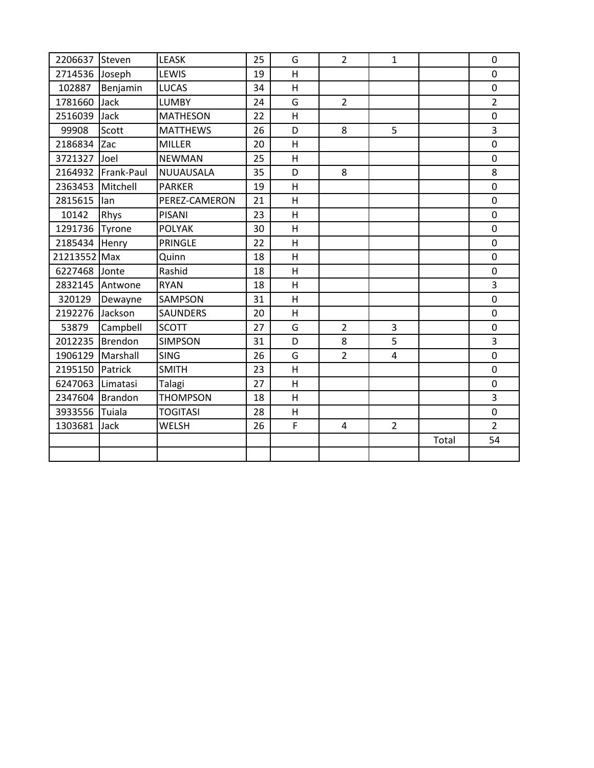| | | | | | | | | |
|---|---|---|---|---|---|---|---|---|
| 2206637 | Steven | LEASK | 25 | G | 2 | 1 | | 0 |
| 2714536 | Joseph | LEWIS | 19 | H | | | | 0 |
| 102887 | Benjamin | LUCAS | 34 | H | | | | 0 |
| 1781660 | Jack | LUMBY | 24 | G | 2 | | | 2 |
| 2516039 | Jack | MATHESON | 22 | H | | | | 0 |
| 99908 | Scott | MATTHEWS | 26 | D | 8 | 5 | | 3 |
| 2186834 | Zac | MILLER | 20 | H | | | | 0 |
| 3721327 | Joel | NEWMAN | 25 | H | | | | 0 |
| 2164932 | Frank-Paul | NUUAUSALA | 35 | D | 8 | | | 8 |
| 2363453 | Mitchell | PARKER | 19 | H | | | | 0 |
| 2815615 | Ian | PEREZ-CAMERON | 21 | H | | | | 0 |
| 10142 | Rhys | PISANI | 23 | H | | | | 0 |
| 1291736 | Tyrone | POLYAK | 30 | H | | | | 0 |
| 2185434 | Henry | PRINGLE | 22 | H | | | | 0 |
| 21213552 | Max | Quinn | 18 | H | | | | 0 |
| 6227468 | Jonte | Rashid | 18 | H | | | | 0 |
| 2832145 | Antwone | RYAN | 18 | H | | | | 3 |
| 320129 | Dewayne | SAMPSON | 31 | H | | | | 0 |
| 2192276 | Jackson | SAUNDERS | 20 | H | | | | 0 |
| 53879 | Campbell | SCOTT | 27 | G | 2 | 3 | | 0 |
| 2012235 | Brendon | SIMPSON | 31 | D | 8 | 5 | | 3 |
| 1906129 | Marshall | SING | 26 | G | 2 | 4 | | 0 |
| 2195150 | Patrick | SMITH | 23 | H | | | | 0 |
| 6247063 | Limatasi | Talagi | 27 | H | | | | 0 |
| 2347604 | Brandon | THOMPSON | 18 | H | | | | 3 |
| 3933556 | Tuiala | TOGITASI | 28 | H | | | | 0 |
| 1303681 | Jack | WELSH | 26 | F | 4 | 2 | | 2 |
| | | | | | | | Total | 54 |
| | | | | | | | | |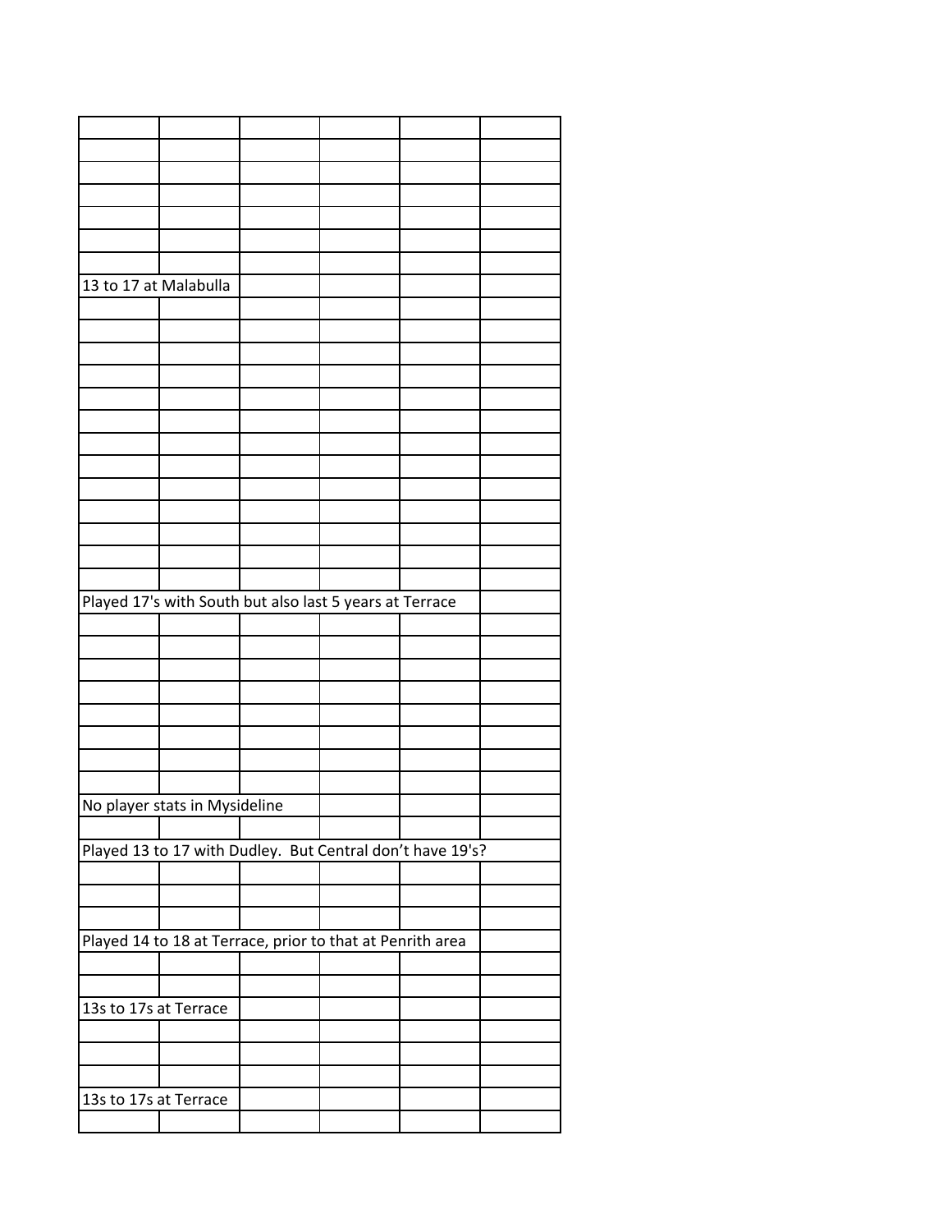| | | | | | |
|---|---|---|---|---|---|
| | | | | | |
| | | | | | |
| | | | | | |
| | | | | | |
| | | | | | |
| | | | | | |
| 13 to 17 at Malabulla | | | | | |
| | | | | | |
| | | | | | |
| | | | | | |
| | | | | | |
| | | | | | |
| | | | | | |
| | | | | | |
| | | | | | |
| | | | | | |
| | | | | | |
| | | | | | |
| | | | | | |
| | | | | | |
| Played 17's with South but also last 5 years at Terrace | | | | | |
| | | | | | |
| | | | | | |
| | | | | | |
| | | | | | |
| | | | | | |
| | | | | | |
| | | | | | |
| | | | | | |
| No player stats in Mysideline | | | | | |
| | | | | | |
| Played 13 to 17 with Dudley. But Central don't have 19's? | | | | | |
| | | | | | |
| | | | | | |
| | | | | | |
| Played 14 to 18 at Terrace, prior to that at Penrith area | | | | | |
| | | | | | |
| | | | | | |
| 13s to 17s at Terrace | | | | | |
| | | | | | |
| | | | | | |
| | | | | | |
| 13s to 17s at Terrace | | | | | |
| | | | | | |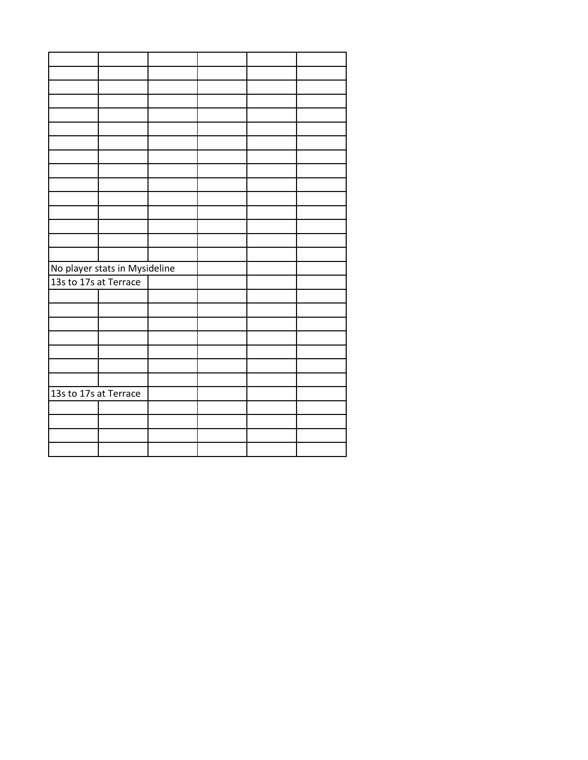| | | | | | |
|---|---|---|---|---|---|
| | | | | | |
| | | | | | |
| | | | | | |
| | | | | | |
| | | | | | |
| | | | | | |
| | | | | | |
| | | | | | |
| | | | | | |
| | | | | | |
| | | | | | |
| | | | | | |
| | | | | | |
| | | | | | |
| No player stats in Mysideline | | | | | |
| 13s to 17s at Terrace | | | | | |
| | | | | | |
| | | | | | |
| | | | | | |
| | | | | | |
| | | | | | |
| | | | | | |
| | | | | | |
| 13s to 17s at Terrace | | | | | |
| | | | | | |
| | | | | | |
| | | | | | |
| | | | | | |